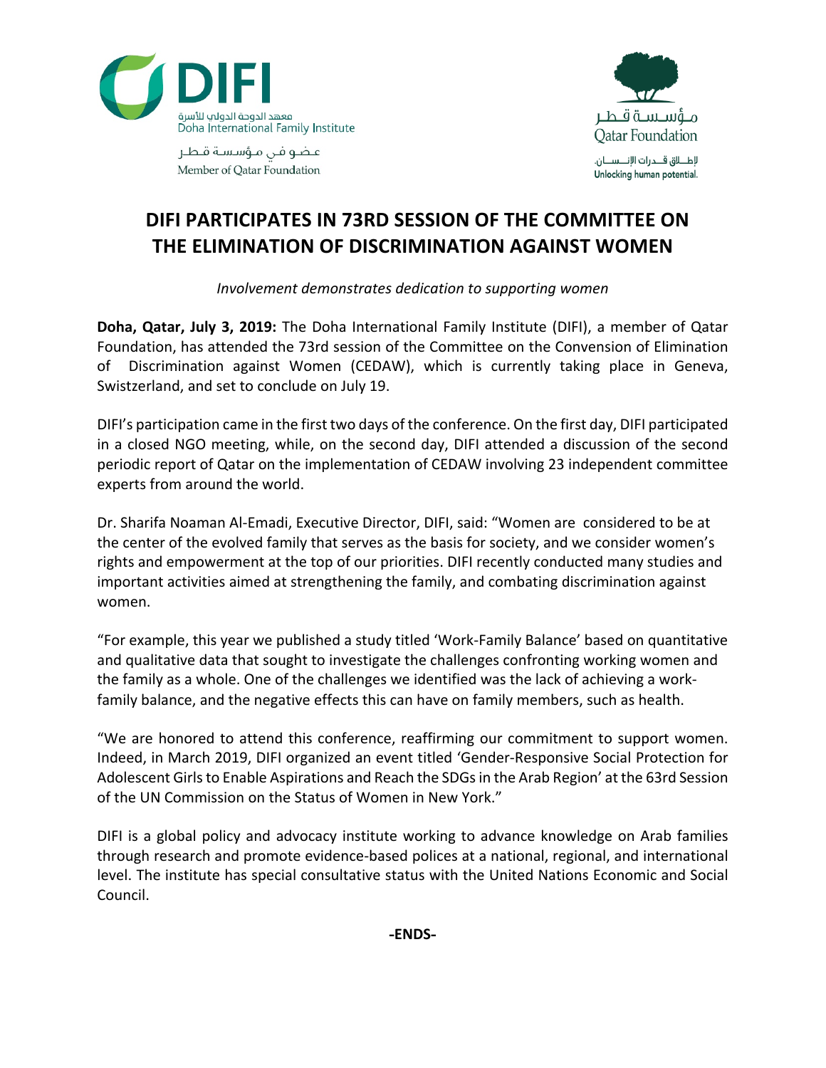معهد الدوحة الدولي للأسرة
Doha International Family Institute

عضو في مؤسسة قطر
Member of Qatar Foundation

مؤسسة قطر
Qatar Foundation

لإطلاق قدرات الإنسان.
Unlocking human potential.

# DIFI PARTICIPATES IN 73RD SESSION OF THE COMMITTEE ON THE ELIMINATION OF DISCRIMINATION AGAINST WOMEN

*Involvement demonstrates dedication to supporting women*

**Doha, Qatar, July 3, 2019:** The Doha International Family Institute (DIFI), a member of Qatar Foundation, has attended the 73rd session of the Committee on the Convension of Elimination of Discrimination against Women (CEDAW), which is currently taking place in Geneva, Swistzerland, and set to conclude on July 19.

DIFI's participation came in the first two days of the conference. On the first day, DIFI participated in a closed NGO meeting, while, on the second day, DIFI attended a discussion of the second periodic report of Qatar on the implementation of CEDAW involving 23 independent committee experts from around the world.

Dr. Sharifa Noaman Al-Emadi, Executive Director, DIFI, said: "Women are considered to be at the center of the evolved family that serves as the basis for society, and we consider women's rights and empowerment at the top of our priorities. DIFI recently conducted many studies and important activities aimed at strengthening the family, and combating discrimination against women.

"For example, this year we published a study titled 'Work-Family Balance' based on quantitative and qualitative data that sought to investigate the challenges confronting working women and the family as a whole. One of the challenges we identified was the lack of achieving a work-family balance, and the negative effects this can have on family members, such as health.

"We are honored to attend this conference, reaffirming our commitment to support women. Indeed, in March 2019, DIFI organized an event titled 'Gender-Responsive Social Protection for Adolescent Girls to Enable Aspirations and Reach the SDGs in the Arab Region' at the 63rd Session of the UN Commission on the Status of Women in New York."

DIFI is a global policy and advocacy institute working to advance knowledge on Arab families through research and promote evidence-based polices at a national, regional, and international level. The institute has special consultative status with the United Nations Economic and Social Council.

**-ENDS-**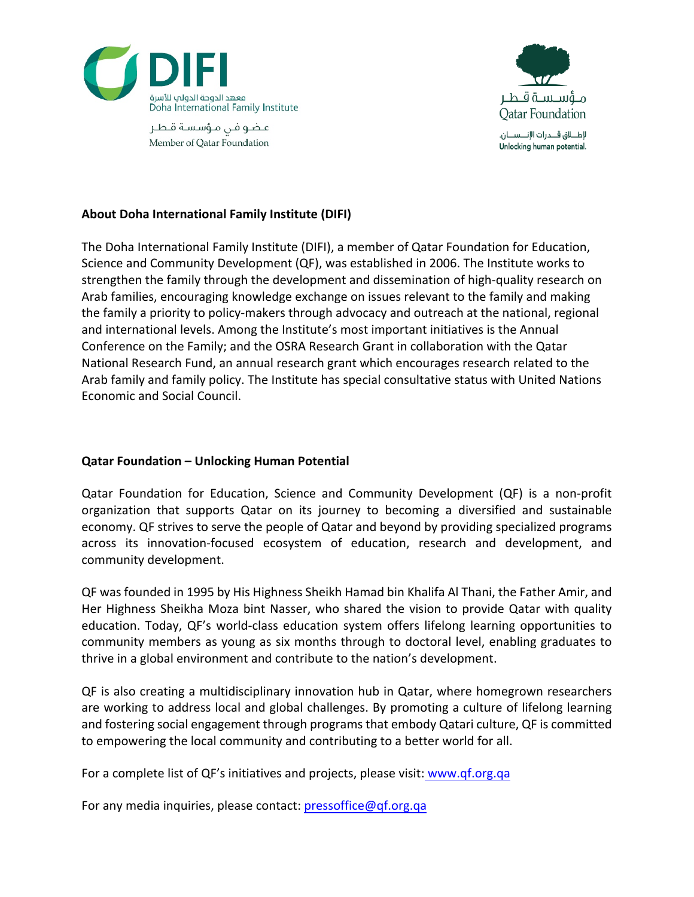**About Doha International Family Institute (DIFI)**

The Doha International Family Institute (DIFI), a member of Qatar Foundation for Education, Science and Community Development (QF), was established in 2006. The Institute works to strengthen the family through the development and dissemination of high-quality research on Arab families, encouraging knowledge exchange on issues relevant to the family and making the family a priority to policy-makers through advocacy and outreach at the national, regional and international levels. Among the Institute's most important initiatives is the Annual Conference on the Family; and the OSRA Research Grant in collaboration with the Qatar National Research Fund, an annual research grant which encourages research related to the Arab family and family policy. The Institute has special consultative status with United Nations Economic and Social Council.

**Qatar Foundation – Unlocking Human Potential**

Qatar Foundation for Education, Science and Community Development (QF) is a non-profit organization that supports Qatar on its journey to becoming a diversified and sustainable economy. QF strives to serve the people of Qatar and beyond by providing specialized programs across its innovation-focused ecosystem of education, research and development, and community development.

QF was founded in 1995 by His Highness Sheikh Hamad bin Khalifa Al Thani, the Father Amir, and Her Highness Sheikha Moza bint Nasser, who shared the vision to provide Qatar with quality education. Today, QF's world-class education system offers lifelong learning opportunities to community members as young as six months through to doctoral level, enabling graduates to thrive in a global environment and contribute to the nation's development.

QF is also creating a multidisciplinary innovation hub in Qatar, where homegrown researchers are working to address local and global challenges. By promoting a culture of lifelong learning and fostering social engagement through programs that embody Qatari culture, QF is committed to empowering the local community and contributing to a better world for all.

For a complete list of QF's initiatives and projects, please visit: www.qf.org.qa

For any media inquiries, please contact: pressoffice@qf.org.qa